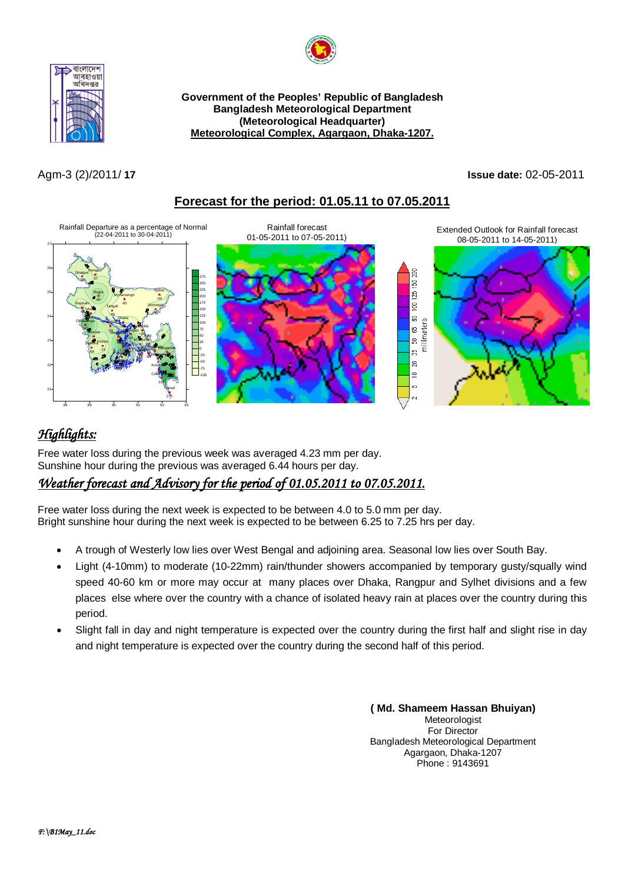**Government of the Peoples' Republic of Bangladesh**
**Bangladesh Meteorological Department**
**(Meteorological Headquarter)**
**Meteorological Complex, Agargaon, Dhaka-1207.**

Agm-3 (2)/2011/ **17** **Issue date:** 02-05-2011

## Forecast for the period: 01.05.11 to 07.05.2011

Rainfall Departure as a percentage of Normal (22-04-2011 to 30-04-2011)

Rainfall forecast 01-05-2011 to 07-05-2011)

Extended Outlook for Rainfall forecast 08-05-2011 to 14-05-2011)

## *Highlights:*

Free water loss during the previous week was averaged 4.23 mm per day.
Sunshine hour during the previous week was averaged 6.44 hours per day.

## *Weather forecast and Advisory for the period of 01.05.2011 to 07.05.2011.*

Free water loss during the next week is expected to be between 4.0 to 5.0 mm per day.
Bright sunshine hour during the next week is expected to be between 6.25 to 7.25 hrs per day.

- A trough of Westerly low lies over West Bengal and adjoining area. Seasonal low lies over South Bay.
- Light (4-10mm) to moderate (10-22mm) rain/thunder showers accompanied by temporary gusty/squally wind speed 40-60 km or more may occur at many places over Dhaka, Rangpur and Sylhet divisions and a few places else where over the country with a chance of isolated heavy rain at places over the country during this period.
- Slight fall in day and night temperature is expected over the country during the first half and slight rise in day and night temperature is expected over the country during the second half of this period.

**( Md. Shameem Hassan Bhuiyan)**
Meteorologist
For Director
Bangladesh Meteorological Department
Agargaon, Dhaka-1207
Phone : 9143691

*F:\B1May_11.doc*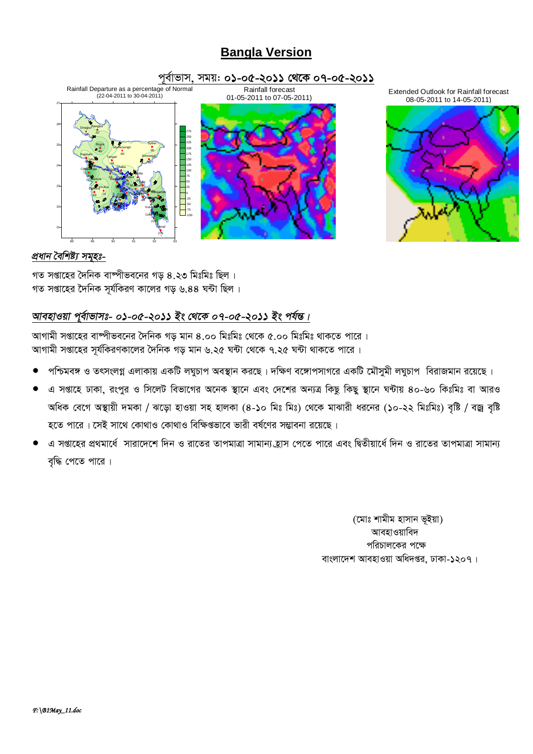## Bangla Version

### পূর্বাভাস, সময়: ০১-০৫-২০১১ থেকে ০৭-০৫-২০১১

Rainfall Departure as a percentage of Normal (22-04-2011 to 30-04-2011)

Rainfall forecast 01-05-2011 to 07-05-2011)

Extended Outlook for Rainfall forecast 08-05-2011 to 14-05-2011)

*প্রধান বৈশিষ্ট্য সমূহঃ-*

গত সপ্তাহের দৈনিক বাষ্পীভবনের গড় ৪.২৩ মিঃমিঃ ছিল ।
গত সপ্তাহের দৈনিক সূর্যকিরণ কালের গড় ৬.৪৪ ঘন্টা ছিল ।

*আবহাওয়া পূর্বাভাসঃ- ০১-০৫-২০১১ ইং থেকে ০৭-০৫-২০১১ ইং পর্যন্ত ।*

আগামী সপ্তাহের বাষ্পীভবনের দৈনিক গড় মান ৪.০০ মিঃমিঃ থেকে ৫.০০ মিঃমিঃ থাকতে পারে ।
আগামী সপ্তাহের সূর্যকিরণকালের দৈনিক গড় মান ৬.২৫ ঘন্টা থেকে ৭.২৫ ঘন্টা থাকতে পারে ।

- পশ্চিমবঙ্গ ও তৎসংলগ্ন এলাকায় একটি লঘুচাপ অবস্থান করছে । দক্ষিণ বঙ্গোপসাগরে একটি মৌসুমী লঘুচাপ বিরাজমান রয়েছে ।
- এ সপ্তাহে ঢাকা, রংপুর ও সিলেট বিভাগের অনেক স্থানে এবং দেশের অন্যত্র কিছু কিছু স্থানে ঘন্টায় ৪০-৬০ কিঃমিঃ বা আরও অধিক বেগে অস্থায়ী দমকা / ঝড়ো হাওয়া সহ হালকা (৪-১০ মিঃ মিঃ) থেকে মাঝারী ধরনের (১০-২২ মিঃমিঃ) বৃষ্টি / বজ্র বৃষ্টি হতে পারে । সেই সাথে কোথাও কোথাও বিক্ষিপ্তভাবে ভারী বর্ষণের সম্ভাবনা রয়েছে ।
- এ সপ্তাহের প্রথমার্ধে সারাদেশে দিন ও রাতের তাপমাত্রা সামান্য হ্রাস পেতে পারে এবং দ্বিতীয়ার্ধে দিন ও রাতের তাপমাত্রা সামান্য বৃদ্ধি পেতে পারে ।

(মোঃ শামীম হাসান ভূইয়া)
আবহাওয়াবিদ
পরিচালকের পক্ষে
বাংলাদেশ আবহাওয়া অধিদপ্তর, ঢাকা-১২০৭ ।

*F:\B1May_11.doc*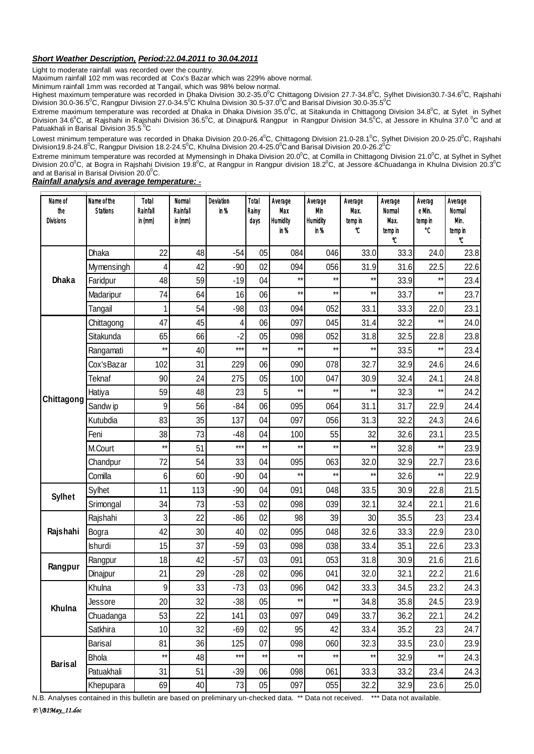***Short Weather Description, Period:22.04.2011 to 30.04.2011***

Light to moderate rainfall was recorded over the country.

Maximum rainfall 102 mm was recorded at Cox's Bazar which was 229% above normal.

Minimum rainfall 1mm was recorded at Tangail, which was 98% below normal.

Highest maximum temperature was recorded in Dhaka Division 30.2-35.0$^0$C Chittagong Division 27.7-34.8$^0$C, Sylhet Division30.7-34.6$^0$C, Rajshahi Division 30.0-36.5$^0$C, Rangpur Division 27.0-34.5$^0$C Khulna Division 30.5-37.0$^0$C and Barisal Division 30.0-35.5$^0$C

Extreme maximum temperature was recorded at Dhaka in Dhaka Division 35.0$^0$C, at Sitakunda in Chittagong Division 34.8$^0$C, at Sylet in Sylhet Division 34.6$^0$C, at Rajshahi in Rajshahi Division 36.5$^0$C, at Dinajpur& Rangpur in Rangpur Division 34.5$^0$C, at Jessore in Khulna 37.0 $^0$C and at Patuakhali in Barisal Division 35.5 $^0$C

Lowest minimum temperature was recorded in Dhaka Division 20.0-26.4$^0$C, Chittagong Division 21.0-28.1$^0$C, Sylhet Division 20.0-25.0$^0$C, Rajshahi Division19.8-24.8$^0$C, Rangpur Division 18.2-24.5$^0$C, Khulna Division 20.4-25.0$^0$C and Barisal Division 20.0-26.2$^0$C.

Extreme minimum temperature was recorded at Mymensingh in Dhaka Division 20.0$^0$C, at Comilla in Chittagong Division 21.0$^0$C, at Sylhet in Sylhet Division 20.0$^0$C, at Bogra in Rajshahi Division 19.8$^0$C, at Rangpur in Rangpur division 18.2$^0$C, at Jessore &Chuadanga in Khulna Division 20.3$^0$C and at Barisal in Barisal Division 20.0$^0$C.

***Rainfall analysis and average temperature: -***

| Name of the Divisions | Name of the Stations | Total Rainfall in (mm) | Normal Rainfall in (mm) | Deviation in % | Total Rainy days | Average Max Humidity in % | Average Min Humidity in % | Average Max. temp in ℃ | Average Normal Max. temp in ℃ | Average Min. temp in °C | Average Normal Min. temp in ℃ |
|---|---|---|---|---|---|---|---|---|---|---|---|
| Dhaka | Dhaka | 22 | 48 | -54 | 05 | 084 | 046 | 33.0 | 33.3 | 24.0 | 23.8 |
| | Mymensingh | 4 | 42 | -90 | 02 | 094 | 056 | 31.9 | 31.6 | 22.5 | 22.6 |
| | Faridpur | 48 | 59 | -19 | 04 | ** | ** | ** | 33.9 | ** | 23.4 |
| | Madaripur | 74 | 64 | 16 | 06 | ** | ** | ** | 33.7 | ** | 23.7 |
| | Tangail | 1 | 54 | -98 | 03 | 094 | 052 | 33.1 | 33.3 | 22.0 | 23.1 |
| Chittagong | Chittagong | 47 | 45 | 4 | 06 | 097 | 045 | 31.4 | 32.2 | ** | 24.0 |
| | Sitakunda | 65 | 66 | -2 | 05 | 098 | 052 | 31.8 | 32.5 | 22.8 | 23.8 |
| | Rangamati | ** | 40 | *** | ** | ** | ** | ** | 33.5 | ** | 23.4 |
| | Cox'sBazar | 102 | 31 | 229 | 06 | 090 | 078 | 32.7 | 32.9 | 24.6 | 24.6 |
| | Teknaf | 90 | 24 | 275 | 05 | 100 | 047 | 30.9 | 32.4 | 24.1 | 24.8 |
| | Hatiya | 59 | 48 | 23 | 5 | ** | ** | ** | 32.3 | ** | 24.2 |
| | Sandwip | 9 | 56 | -84 | 06 | 095 | 064 | 31.1 | 31.7 | 22.9 | 24.4 |
| | Kutubdia | 83 | 35 | 137 | 04 | 097 | 056 | 31.3 | 32.2 | 24.3 | 24.6 |
| | Feni | 38 | 73 | -48 | 04 | 100 | 55 | 32 | 32.6 | 23.1 | 23.5 |
| | M.Court | ** | 51 | *** | ** | ** | ** | ** | 32.8 | ** | 23.9 |
| | Chandpur | 72 | 54 | 33 | 04 | 095 | 063 | 32.0 | 32.9 | 22.7 | 23.6 |
| | Comilla | 6 | 60 | -90 | 04 | ** | ** | ** | 32.6 | ** | 22.9 |
| Sylhet | Sylhet | 11 | 113 | -90 | 04 | 091 | 048 | 33.5 | 30.9 | 22.8 | 21.5 |
| | Srimongal | 34 | 73 | -53 | 02 | 098 | 039 | 32.1 | 32.4 | 22.1 | 21.6 |
| Rajshahi | Rajshahi | 3 | 22 | -86 | 02 | 98 | 39 | 30 | 35.5 | 23 | 23.4 |
| | Bogra | 42 | 30 | 40 | 02 | 095 | 048 | 32.6 | 33.3 | 22.9 | 23.0 |
| | Ishurdi | 15 | 37 | -59 | 03 | 098 | 038 | 33.4 | 35.1 | 22.6 | 23.3 |
| Rangpur | Rangpur | 18 | 42 | -57 | 03 | 091 | 053 | 31.8 | 30.9 | 21.6 | 21.6 |
| | Dinajpur | 21 | 29 | -28 | 02 | 096 | 041 | 32.0 | 32.1 | 22.2 | 21.6 |
| Khulna | Khulna | 9 | 33 | -73 | 03 | 096 | 042 | 33.3 | 34.5 | 23.2 | 24.3 |
| | Jessore | 20 | 32 | -38 | 05 | ** | ** | 34.8 | 35.8 | 24.5 | 23.9 |
| | Chuadanga | 53 | 22 | 141 | 03 | 097 | 049 | 33.7 | 36.2 | 22.1 | 24.2 |
| | Satkhira | 10 | 32 | -69 | 02 | 95 | 42 | 33.4 | 35.2 | 23 | 24.7 |
| Barisal | Barisal | 81 | 36 | 125 | 07 | 098 | 060 | 32.3 | 33.5 | 23.0 | 23.9 |
| | Bhola | ** | 48 | *** | ** | ** | ** | ** | 32.9 | ** | 24.3 |
| | Patuakhali | 31 | 51 | -39 | 06 | 098 | 061 | 33.3 | 33.2 | 23.4 | 24.3 |
| | Khepupara | 69 | 40 | 73 | 05 | 097 | 055 | 32.2 | 32.9 | 23.6 | 25.0 |

N.B. Analyses contained in this bulletin are based on preliminary un-checked data. ** Data not received. *** Data not available.

*F:\B1May_11.doc*